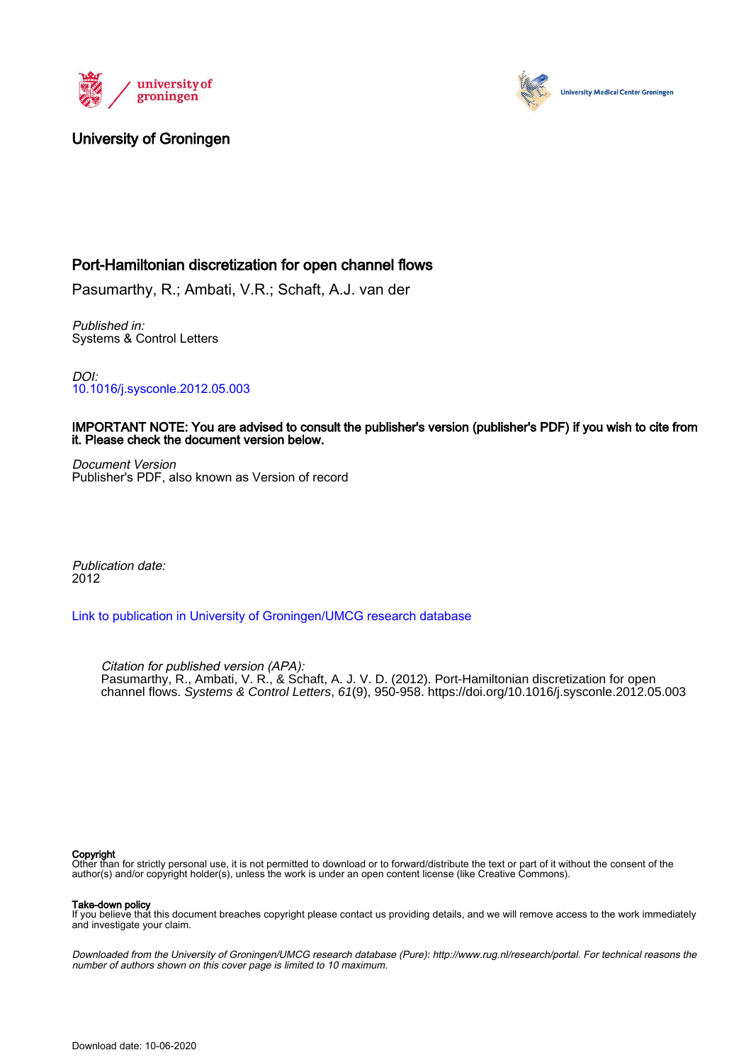University of Groningen

# Port-Hamiltonian discretization for open channel flows

Pasumarthy, R.; Ambati, V.R.; Schaft, A.J. van der

*Published in:*
Systems & Control Letters

*DOI:*
10.1016/j.sysconle.2012.05.003

**IMPORTANT NOTE: You are advised to consult the publisher's version (publisher's PDF) if you wish to cite from it. Please check the document version below.**

*Document Version*
Publisher's PDF, also known as Version of record

*Publication date:*
2012

Link to publication in University of Groningen/UMCG research database

*Citation for published version (APA):*
Pasumarthy, R., Ambati, V. R., & Schaft, A. J. V. D. (2012). Port-Hamiltonian discretization for open channel flows. *Systems & Control Letters*, *61*(9), 950-958. https://doi.org/10.1016/j.sysconle.2012.05.003

**Copyright**
Other than for strictly personal use, it is not permitted to download or to forward/distribute the text or part of it without the consent of the author(s) and/or copyright holder(s), unless the work is under an open content license (like Creative Commons).

**Take-down policy**
If you believe that this document breaches copyright please contact us providing details, and we will remove access to the work immediately and investigate your claim.

*Downloaded from the University of Groningen/UMCG research database (Pure): http://www.rug.nl/research/portal. For technical reasons the number of authors shown on this cover page is limited to 10 maximum.*

Download date: 10-06-2020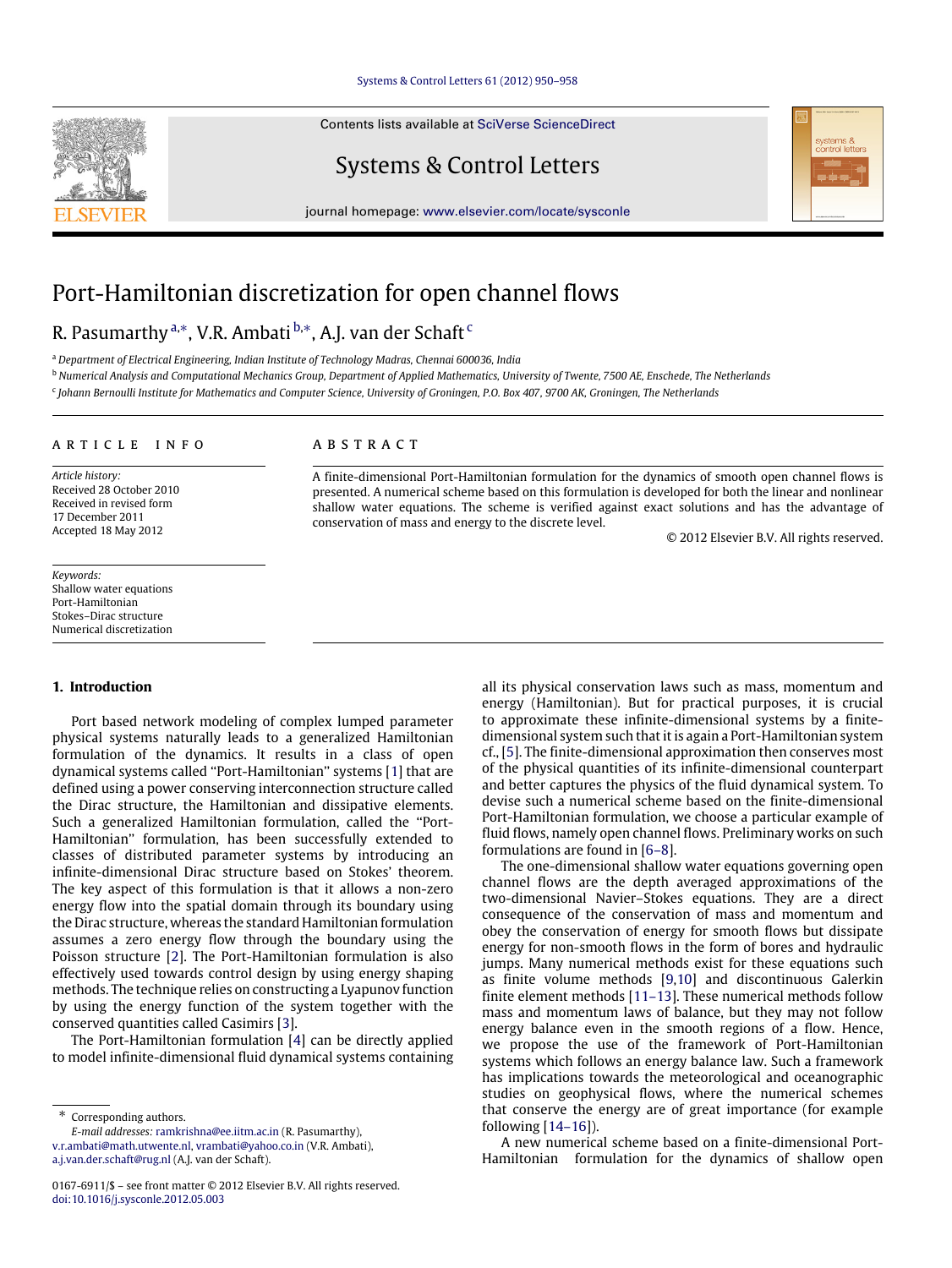# Port-Hamiltonian discretization for open channel flows

R. Pasumarthy [a,*], V.R. Ambati [b,*], A.J. van der Schaft [c]

[a] *Department of Electrical Engineering, Indian Institute of Technology Madras, Chennai 600036, India*

[b] *Numerical Analysis and Computational Mechanics Group, Department of Applied Mathematics, University of Twente, 7500 AE, Enschede, The Netherlands*

[c] *Johann Bernoulli Institute for Mathematics and Computer Science, University of Groningen, P.O. Box 407, 9700 AK, Groningen, The Netherlands*

## ARTICLE INFO

*Article history:*
Received 28 October 2010
Received in revised form
17 December 2011
Accepted 18 May 2012

*Keywords:*
Shallow water equations
Port-Hamiltonian
Stokes–Dirac structure
Numerical discretization

## ABSTRACT

A finite-dimensional Port-Hamiltonian formulation for the dynamics of smooth open channel flows is presented. A numerical scheme based on this formulation is developed for both the linear and nonlinear shallow water equations. The scheme is verified against exact solutions and has the advantage of conservation of mass and energy to the discrete level.

© 2012 Elsevier B.V. All rights reserved.

## 1. Introduction

Port based network modeling of complex lumped parameter physical systems naturally leads to a generalized Hamiltonian formulation of the dynamics. It results in a class of open dynamical systems called "Port-Hamiltonian" systems [1] that are defined using a power conserving interconnection structure called the Dirac structure, the Hamiltonian and dissipative elements. Such a generalized Hamiltonian formulation, called the "Port-Hamiltonian" formulation, has been successfully extended to classes of distributed parameter systems by introducing an infinite-dimensional Dirac structure based on Stokes' theorem. The key aspect of this formulation is that it allows a non-zero energy flow into the spatial domain through its boundary using the Dirac structure, whereas the standard Hamiltonian formulation assumes a zero energy flow through the boundary using the Poisson structure [2]. The Port-Hamiltonian formulation is also effectively used towards control design by using energy shaping methods. The technique relies on constructing a Lyapunov function by using the energy function of the system together with the conserved quantities called Casimirs [3].

The Port-Hamiltonian formulation [4] can be directly applied to model infinite-dimensional fluid dynamical systems containing all its physical conservation laws such as mass, momentum and energy (Hamiltonian). But for practical purposes, it is crucial to approximate these infinite-dimensional systems by a finite-dimensional system such that it is again a Port-Hamiltonian system cf., [5]. The finite-dimensional approximation then conserves most of the physical quantities of its infinite-dimensional counterpart and better captures the physics of the fluid dynamical system. To devise such a numerical scheme based on the finite-dimensional Port-Hamiltonian formulation, we choose a particular example of fluid flows, namely open channel flows. Preliminary works on such formulations are found in [6–8].

The one-dimensional shallow water equations governing open channel flows are the depth averaged approximations of the two-dimensional Navier–Stokes equations. They are a direct consequence of the conservation of mass and momentum and obey the conservation of energy for smooth flows but dissipate energy for non-smooth flows in the form of bores and hydraulic jumps. Many numerical methods exist for these equations such as finite volume methods [9,10] and discontinuous Galerkin finite element methods [11–13]. These numerical methods follow mass and momentum laws of balance, but they may not follow energy balance even in the smooth regions of a flow. Hence, we propose the use of the framework of Port-Hamiltonian systems which follows an energy balance law. Such a framework has implications towards the meteorological and oceanographic studies on geophysical flows, where the numerical schemes that conserve the energy are of great importance (for example following [14–16]).

A new numerical scheme based on a finite-dimensional Port-Hamiltonian formulation for the dynamics of shallow open

---

* Corresponding authors.
*E-mail addresses:* ramkrishna@ee.iitm.ac.in (R. Pasumarthy), v.r.ambati@math.utwente.nl, vrambati@yahoo.co.in (V.R. Ambati), a.j.van.der.schaft@rug.nl (A.J. van der Schaft).

0167-6911/$ – see front matter © 2012 Elsevier B.V. All rights reserved.
doi:10.1016/j.sysconle.2012.05.003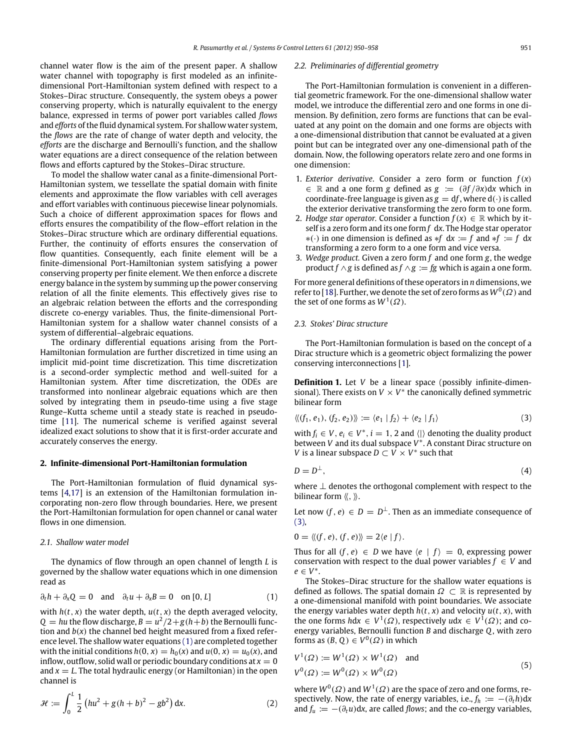channel water flow is the aim of the present paper. A shallow water channel with topography is first modeled as an infinite-dimensional Port-Hamiltonian system defined with respect to a Stokes–Dirac structure. Consequently, the system obeys a power conserving property, which is naturally equivalent to the energy balance, expressed in terms of power port variables called *flows* and *efforts* of the fluid dynamical system. For shallow water system, the *flows* are the rate of change of water depth and velocity, the *efforts* are the discharge and Bernoulli's function, and the shallow water equations are a direct consequence of the relation between flows and efforts captured by the Stokes–Dirac structure.

To model the shallow water canal as a finite-dimensional Port-Hamiltonian system, we tessellate the spatial domain with finite elements and approximate the flow variables with cell averages and effort variables with continuous piecewise linear polynomials. Such a choice of different approximation spaces for flows and efforts ensures the compatibility of the flow–effort relation in the Stokes–Dirac structure which are ordinary differential equations. Further, the continuity of efforts ensures the conservation of flow quantities. Consequently, each finite element will be a finite-dimensional Port-Hamiltonian system satisfying a power conserving property per finite element. We then enforce a discrete energy balance in the system by summing up the power conserving relation of all the finite elements. This effectively gives rise to an algebraic relation between the efforts and the corresponding discrete co-energy variables. Thus, the finite-dimensional Port-Hamiltonian system for a shallow water channel consists of a system of differential–algebraic equations.

The ordinary differential equations arising from the Port-Hamiltonian formulation are further discretized in time using an implicit mid-point time discretization. This time discretization is a second-order symplectic method and well-suited for a Hamiltonian system. After time discretization, the ODEs are transformed into nonlinear algebraic equations which are then solved by integrating them in pseudo-time using a five stage Runge–Kutta scheme until a steady state is reached in pseudo-time [11]. The numerical scheme is verified against several idealized exact solutions to show that it is first-order accurate and accurately conserves the energy.

## 2. Infinite-dimensional Port-Hamiltonian formulation

The Port-Hamiltonian formulation of fluid dynamical systems [4,17] is an extension of the Hamiltonian formulation incorporating non-zero flow through boundaries. Here, we present the Port-Hamiltonian formulation for open channel or canal water flows in one dimension.

### 2.1. Shallow water model

The dynamics of flow through an open channel of length $L$ is governed by the shallow water equations which in one dimension read as

$$\partial_t h + \partial_x Q = 0 \quad \text{and} \quad \partial_t u + \partial_x B = 0 \quad \text{on } [0, L] \tag{1}$$

with $h(t,x)$ the water depth, $u(t,x)$ the depth averaged velocity, $Q = hu$ the flow discharge, $B = u^2/2 + g(h+b)$ the Bernoulli function and $b(x)$ the channel bed height measured from a fixed reference level. The shallow water equations (1) are completed together with the initial conditions $h(0,x) = h_0(x)$ and $u(0,x) = u_0(x)$, and inflow, outflow, solid wall or periodic boundary conditions at $x = 0$ and $x = L$. The total hydraulic energy (or Hamiltonian) in the open channel is

$$\mathcal{H} := \int_0^L \frac{1}{2}\left(hu^2 + g(h+b)^2 - gb^2\right) \mathrm{d}x. \tag{2}$$

### 2.2. Preliminaries of differential geometry

The Port-Hamiltonian formulation is convenient in a differential geometric framework. For the one-dimensional shallow water model, we introduce the differential zero and one forms in one dimension. By definition, zero forms are functions that can be evaluated at any point on the domain and one forms are objects with a one-dimensional distribution that cannot be evaluated at a given point but can be integrated over any one-dimensional path of the domain. Now, the following operators relate zero and one forms in one dimension:

1. *Exterior derivative*. Consider a zero form or function $f(x) \in \mathbb{R}$ and a one form $g$ defined as $g := (\partial f/\partial x)\mathrm{d}x$ which in coordinate-free language is given as $g = \mathrm{d}f$, where $\mathrm{d}(\cdot)$ is called the exterior derivative transforming the zero form to one form.
2. *Hodge star operator*. Consider a function $f(x) \in \mathbb{R}$ which by itself is a zero form and its one form $f\ \mathrm{d}x$. The Hodge star operator $*(\cdot)$ in one dimension is defined as $*f\ \mathrm{d}x := f$ and $*f := f\ \mathrm{d}x$ transforming a zero form to a one form and vice versa.
3. *Wedge product*. Given a zero form $f$ and one form $g$, the wedge product $f \wedge g$ is defined as $f \wedge g := fg$ which is again a one form.

For more general definitions of these operators in $n$ dimensions, we refer to [18]. Further, we denote the set of zero forms as $W^0(\Omega)$ and the set of one forms as $W^1(\Omega)$.

### 2.3. Stokes' Dirac structure

The Port-Hamiltonian formulation is based on the concept of a Dirac structure which is a geometric object formalizing the power conserving interconnections [1].

**Definition 1.** Let $V$ be a linear space (possibly infinite-dimensional). There exists on $V \times V^*$ the canonically defined symmetric bilinear form

$$\langle\langle (f_1, e_1), (f_2, e_2) \rangle\rangle := \langle e_1 \mid f_2 \rangle + \langle e_2 \mid f_1 \rangle \tag{3}$$

with $f_i \in V$, $e_i \in V^*$, $i = 1, 2$ and $\langle | \rangle$ denoting the duality product between $V$ and its dual subspace $V^*$. A constant Dirac structure on $V$ is a linear subspace $D \subset V \times V^*$ such that

$$D = D^{\perp}, \tag{4}$$

where $\perp$ denotes the orthogonal complement with respect to the bilinear form $\langle\langle , \rangle\rangle$.

Let now $(f, e) \in D = D^{\perp}$. Then as an immediate consequence of (3),

$$0 = \langle\langle (f, e), (f, e) \rangle\rangle = 2\langle e \mid f \rangle.$$

Thus for all $(f, e) \in D$ we have $\langle e \mid f \rangle = 0$, expressing power conservation with respect to the dual power variables $f \in V$ and $e \in V^*$.

The Stokes–Dirac structure for the shallow water equations is defined as follows. The spatial domain $\Omega \subset \mathbb{R}$ is represented by a one-dimensional manifold with point boundaries. We associate the energy variables water depth $h(t,x)$ and velocity $u(t,x)$, with the one forms $h\mathrm{d}x \in V^1(\Omega)$, respectively $u\mathrm{d}x \in V^1(\Omega)$; and co-energy variables, Bernoulli function $B$ and discharge $Q$, with zero forms as $(B, Q) \in V^0(\Omega)$ in which

$$V^1(\Omega) := W^1(\Omega) \times W^1(\Omega) \quad \text{and}$$
$$V^0(\Omega) := W^0(\Omega) \times W^0(\Omega) \tag{5}$$

where $W^0(\Omega)$ and $W^1(\Omega)$ are the space of zero and one forms, respectively. Now, the rate of energy variables, i.e., $f_h := -(\partial_t h)\mathrm{d}x$ and $f_u := -(\partial_t u)\mathrm{d}x$, are called *flows*; and the co-energy variables,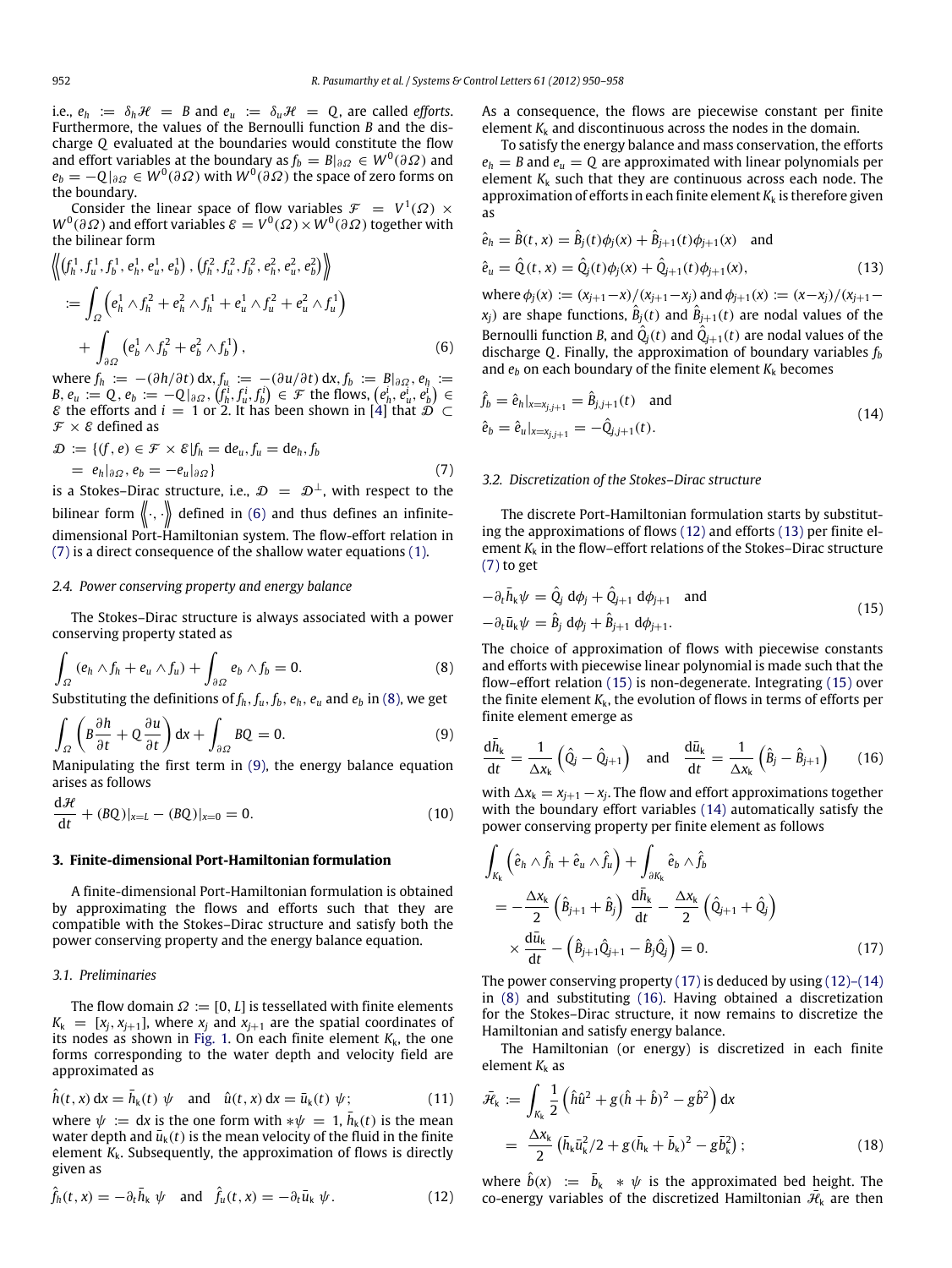i.e., $e_h := \delta_h \mathcal{H} = B$ and $e_u := \delta_u \mathcal{H} = Q$, are called *efforts*. Furthermore, the values of the Bernoulli function $B$ and the discharge $Q$ evaluated at the boundaries would constitute the flow and effort variables at the boundary as $f_b = B|_{\partial\Omega} \in W^0(\partial\Omega)$ and $e_b = -Q|_{\partial\Omega} \in W^0(\partial\Omega)$ with $W^0(\partial\Omega)$ the space of zero forms on the boundary.

Consider the linear space of flow variables $\mathcal{F} = V^1(\Omega) \times W^0(\partial\Omega)$ and effort variables $\mathcal{E} = V^0(\Omega) \times W^0(\partial\Omega)$ together with the bilinear form

$$
\begin{aligned}
&\left\langle\!\left\langle \left(f_h^1, f_u^1, f_b^1, e_h^1, e_u^1, e_b^1\right), \left(f_h^2, f_u^2, f_b^2, e_h^2, e_u^2, e_b^2\right) \right\rangle\!\right\rangle \\
&:= \int_\Omega \left(e_h^1 \wedge f_h^2 + e_h^2 \wedge f_h^1 + e_u^1 \wedge f_u^2 + e_u^2 \wedge f_u^1\right) \\
&\quad + \int_{\partial\Omega} \left(e_b^1 \wedge f_b^2 + e_b^2 \wedge f_b^1\right),
\end{aligned}
\tag{6}
$$

where $f_h := -(\partial h/\partial t)\, \mathrm{d}x, f_u := -(\partial u/\partial t)\, \mathrm{d}x, f_b := B|_{\partial\Omega}, e_h := B, e_u := Q, e_b := -Q|_{\partial\Omega}, \left(f_h^i, f_u^i, f_b^i\right) \in \mathcal{F}$ the flows, $\left(e_h^i, e_u^i, e_b^i\right) \in \mathcal{E}$ the efforts and $i = 1$ or 2. It has been shown in [4] that $\mathcal{D} \subset \mathcal{F} \times \mathcal{E}$ defined as

$$
\begin{aligned}
\mathcal{D} := \{(f, e) \in \mathcal{F} \times \mathcal{E} | f_h = \mathrm{d}e_u, f_u = \mathrm{d}e_h, f_b \\
= e_h|_{\partial\Omega}, e_b = -e_u|_{\partial\Omega}\}
\end{aligned}
\tag{7}
$$

is a Stokes–Dirac structure, i.e., $\mathcal{D} = \mathcal{D}^\perp$, with respect to the bilinear form $\langle\!\langle \cdot, \cdot \rangle\!\rangle$ defined in (6) and thus defines an infinite-dimensional Port-Hamiltonian system. The flow-effort relation in (7) is a direct consequence of the shallow water equations (1).

### 2.4. Power conserving property and energy balance

The Stokes–Dirac structure is always associated with a power conserving property stated as

$$
\int_\Omega (e_h \wedge f_h + e_u \wedge f_u) + \int_{\partial\Omega} e_b \wedge f_b = 0. \tag{8}
$$

Substituting the definitions of $f_h, f_u, f_b, e_h, e_u$ and $e_b$ in (8), we get

$$
\int_\Omega \left(B \frac{\partial h}{\partial t} + Q \frac{\partial u}{\partial t}\right) \mathrm{d}x + \int_{\partial\Omega} BQ = 0. \tag{9}
$$

Manipulating the first term in (9), the energy balance equation arises as follows

$$
\frac{\mathrm{d}\mathcal{H}}{\mathrm{d}t} + (BQ)|_{x=L} - (BQ)|_{x=0} = 0. \tag{10}
$$

## 3. Finite-dimensional Port-Hamiltonian formulation

A finite-dimensional Port-Hamiltonian formulation is obtained by approximating the flows and efforts such that they are compatible with the Stokes–Dirac structure and satisfy both the power conserving property and the energy balance equation.

### 3.1. Preliminaries

The flow domain $\Omega := [0, L]$ is tessellated into finite elements $K_k = [x_j, x_{j+1}]$, where $x_j$ and $x_{j+1}$ are the spatial coordinates of its nodes as shown in Fig. 1. On each finite element $K_k$, the one forms corresponding to the water depth and velocity field are approximated as

$$
\hat{h}(t, x)\, \mathrm{d}x = \bar{h}_k(t)\ \psi \quad \text{and} \quad \hat{u}(t, x)\, \mathrm{d}x = \bar{u}_k(t)\ \psi; \tag{11}
$$

where $\psi := \mathrm{d}x$ is the one form with $*\psi = 1$, $\bar{h}_k(t)$ is the mean water depth and $\bar{u}_k(t)$ is the mean velocity of the fluid in the finite element $K_k$. Subsequently, the approximation of flows is directly given as

$$
\hat{f}_h(t, x) = -\partial_t \bar{h}_k\ \psi \quad \text{and} \quad \hat{f}_u(t, x) = -\partial_t \bar{u}_k\ \psi. \tag{12}
$$

As a consequence, the flows are piecewise constant per finite element $K_k$ and discontinuous across the nodes in the domain.

To satisfy the energy balance and mass conservation, the efforts $e_h = B$ and $e_u = Q$ are approximated with linear polynomials per element $K_k$ such that they are continuous across each node. The approximation of efforts in each finite element $K_k$ is therefore given as

$$
\begin{aligned}
&\hat{e}_h = \hat{B}(t, x) = \hat{B}_j(t)\phi_j(x) + \hat{B}_{j+1}(t)\phi_{j+1}(x) \quad \text{and} \\
&\hat{e}_u = \hat{Q}(t, x) = \hat{Q}_j(t)\phi_j(x) + \hat{Q}_{j+1}(t)\phi_{j+1}(x),
\end{aligned}
\tag{13}
$$

where $\phi_j(x) := (x_{j+1}-x)/(x_{j+1}-x_j)$ and $\phi_{j+1}(x) := (x-x_j)/(x_{j+1}-x_j)$ are shape functions, $\hat{B}_j(t)$ and $\hat{B}_{j+1}(t)$ are nodal values of the Bernoulli function $B$, and $\hat{Q}_j(t)$ and $\hat{Q}_{j+1}(t)$ are nodal values of the discharge $Q$. Finally, the approximation of boundary variables $f_b$ and $e_b$ on each boundary of the finite element $K_k$ becomes

$$
\begin{aligned}
&\hat{f}_b = \hat{e}_h|_{x=x_{j,j+1}} = \hat{B}_{j,j+1}(t) \quad \text{and} \\
&\hat{e}_b = \hat{e}_u|_{x=x_{j,j+1}} = -\hat{Q}_{j,j+1}(t).
\end{aligned}
\tag{14}
$$

### 3.2. Discretization of the Stokes–Dirac structure

The discrete Port-Hamiltonian formulation starts by substituting the approximations of flows (12) and efforts (13) per finite element $K_k$ in the flow–effort relations of the Stokes–Dirac structure (7) to get

$$
\begin{aligned}
&-\partial_t \bar{h}_k \psi = \hat{Q}_j\ \mathrm{d}\phi_j + \hat{Q}_{j+1}\ \mathrm{d}\phi_{j+1} \quad \text{and} \\
&-\partial_t \bar{u}_k \psi = \hat{B}_j\ \mathrm{d}\phi_j + \hat{B}_{j+1}\ \mathrm{d}\phi_{j+1}.
\end{aligned}
\tag{15}
$$

The choice of approximation of flows with piecewise constants and efforts with piecewise linear polynomial is made such that the flow–effort relation (15) is non-degenerate. Integrating (15) over the finite element $K_k$, the evolution of flows in terms of efforts per finite element emerge as

$$
\frac{\mathrm{d}\bar{h}_k}{\mathrm{d}t} = \frac{1}{\Delta x_k}\left(\hat{Q}_j - \hat{Q}_{j+1}\right) \quad \text{and} \quad \frac{\mathrm{d}\bar{u}_k}{\mathrm{d}t} = \frac{1}{\Delta x_k}\left(\hat{B}_j - \hat{B}_{j+1}\right) \tag{16}
$$

with $\Delta x_k = x_{j+1} - x_j$. The flow and effort approximations together with the boundary effort variables (14) automatically satisfy the power conserving property per finite element as follows

$$
\begin{aligned}
&\int_{K_k} \left(\hat{e}_h \wedge \hat{f}_h + \hat{e}_u \wedge \hat{f}_u\right) + \int_{\partial K_k} \hat{e}_b \wedge \hat{f}_b \\
&= -\frac{\Delta x_k}{2}\left(\hat{B}_{j+1} + \hat{B}_j\right) \frac{\mathrm{d}\bar{h}_k}{\mathrm{d}t} - \frac{\Delta x_k}{2}\left(\hat{Q}_{j+1} + \hat{Q}_j\right) \\
&\quad \times \frac{\mathrm{d}\bar{u}_k}{\mathrm{d}t} - \left(\hat{B}_{j+1}\hat{Q}_{j+1} - \hat{B}_j\hat{Q}_j\right) = 0.
\end{aligned}
\tag{17}
$$

The power conserving property (17) is deduced by using (12)–(14) in (8) and substituting (16). Having obtained a discretization for the Stokes–Dirac structure, it now remains to discretize the Hamiltonian and satisfy energy balance.

The Hamiltonian (or energy) is discretized in each finite element $K_k$ as

$$
\begin{aligned}
\bar{\mathcal{H}}_k &:= \int_{K_k} \frac{1}{2}\left(\hat{h}\hat{u}^2 + g(\hat{h} + \hat{b})^2 - g\hat{b}^2\right) \mathrm{d}x \\
&= \frac{\Delta x_k}{2}\left(\bar{h}_k \bar{u}_k^2/2 + g(\bar{h}_k + \bar{b}_k)^2 - g\bar{b}_k^2\right);
\end{aligned}
\tag{18}
$$

where $\hat{b}(x) := \bar{b}_k * \psi$ is the approximated bed height. The co-energy variables of the discretized Hamiltonian $\bar{\mathcal{H}}_k$ are then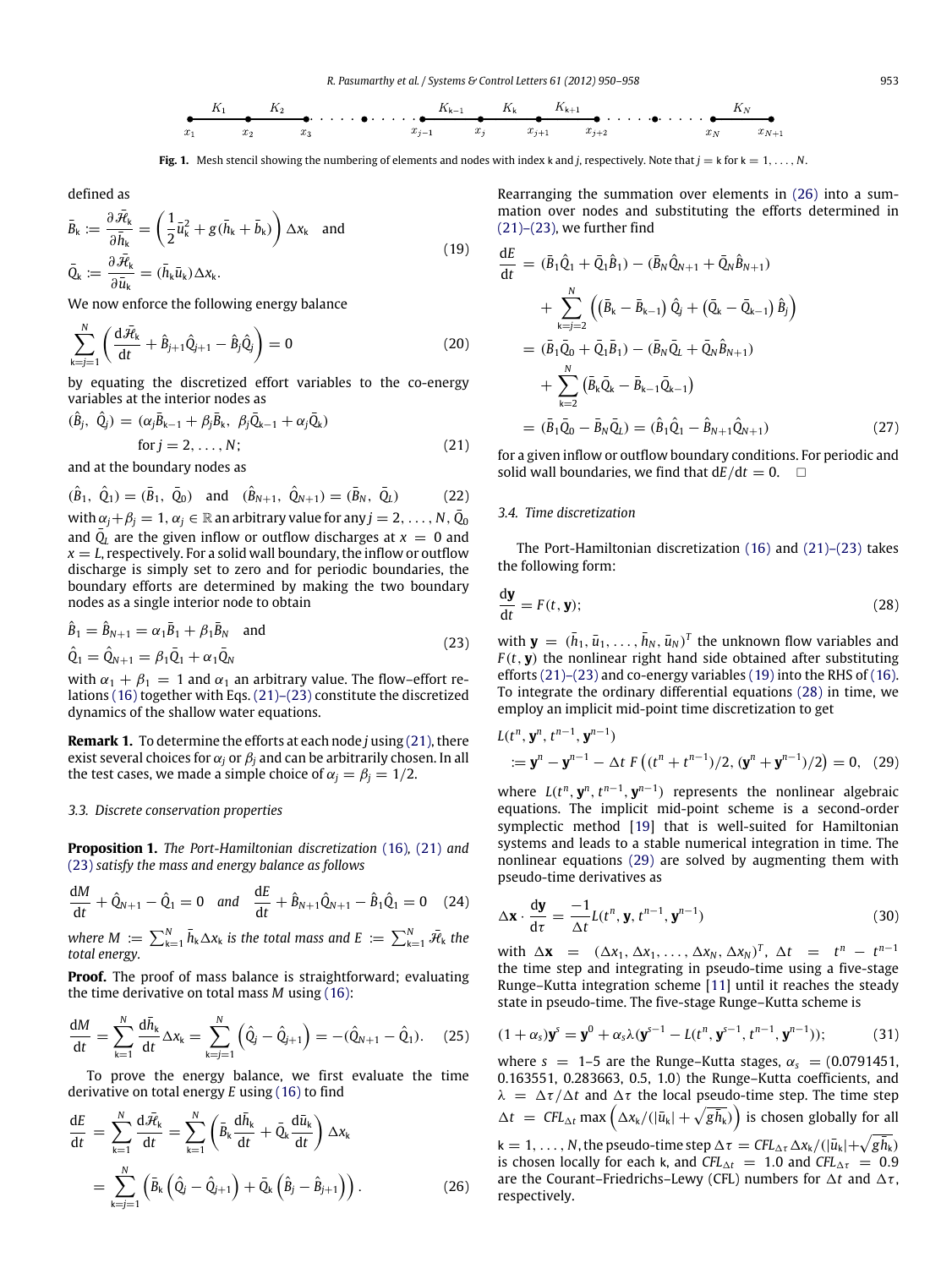Fig. 1. Mesh stencil showing the numbering of elements and nodes with index k and $j$, respectively. Note that $j = \mathsf{k}$ for $\mathsf{k} = 1, \ldots, N$.

defined as

$$
\bar{B}_\mathsf{k} := \frac{\partial \bar{\mathcal{H}}_\mathsf{k}}{\partial \bar{h}_\mathsf{k}} = \left(\frac{1}{2}\bar{u}_\mathsf{k}^2 + g(\bar{h}_\mathsf{k} + \bar{b}_\mathsf{k})\right)\Delta x_\mathsf{k} \quad \text{and}
$$
$$
\bar{Q}_\mathsf{k} := \frac{\partial \bar{\mathcal{H}}_\mathsf{k}}{\partial \bar{u}_\mathsf{k}} = (\bar{h}_\mathsf{k}\bar{u}_\mathsf{k})\Delta x_\mathsf{k}. \tag{19}
$$

We now enforce the following energy balance

$$
\sum_{\mathsf{k}=j=1}^{N}\left(\frac{\mathrm{d}\bar{\mathcal{H}}_\mathsf{k}}{\mathrm{d}t} + \hat{B}_{j+1}\hat{Q}_{j+1} - \hat{B}_j\hat{Q}_j\right) = 0 \tag{20}
$$

by equating the discretized effort variables to the co-energy variables at the interior nodes as

$$
(\hat{B}_j,\ \hat{Q}_j) = (\alpha_j\bar{B}_{\mathsf{k}-1} + \beta_j\bar{B}_\mathsf{k},\ \beta_j\bar{Q}_{\mathsf{k}-1} + \alpha_j\bar{Q}_\mathsf{k}) \quad \text{for } j = 2, \ldots, N; \tag{21}
$$

and at the boundary nodes as

$$
(\hat{B}_1,\ \hat{Q}_1) = (\bar{B}_1,\ \bar{Q}_0) \quad \text{and} \quad (\hat{B}_{N+1},\ \hat{Q}_{N+1}) = (\bar{B}_N,\ \bar{Q}_L) \tag{22}
$$

with $\alpha_j + \beta_j = 1$, $\alpha_j \in \mathbb{R}$ an arbitrary value for any $j = 2, \ldots, N$, $\bar{Q}_0$ and $\bar{Q}_L$ are the given inflow or outflow discharges at $x = 0$ and $x = L$, respectively. For a solid wall boundary, the inflow or outflow discharge is simply set to zero and for periodic boundaries, the boundary efforts are determined by making the two boundary nodes as a single interior node to obtain

$$
\hat{B}_1 = \hat{B}_{N+1} = \alpha_1\bar{B}_1 + \beta_1\bar{B}_N \quad \text{and}
$$
$$
\hat{Q}_1 = \hat{Q}_{N+1} = \beta_1\bar{Q}_1 + \alpha_1\bar{Q}_N \tag{23}
$$

with $\alpha_1 + \beta_1 = 1$ and $\alpha_1$ an arbitrary value. The flow–effort relations (16) together with Eqs. (21)–(23) constitute the discretized dynamics of the shallow water equations.

**Remark 1.** To determine the efforts at each node $j$ using (21), there exist several choices for $\alpha_j$ or $\beta_j$ and can be arbitrarily chosen. In all the test cases, we made a simple choice of $\alpha_j = \beta_j = 1/2$.

### 3.3. Discrete conservation properties

**Proposition 1.** *The Port-Hamiltonian discretization (16), (21) and (23) satisfy the mass and energy balance as follows*

$$
\frac{\mathrm{d}M}{\mathrm{d}t} + \hat{Q}_{N+1} - \hat{Q}_1 = 0 \quad \textit{and} \quad \frac{\mathrm{d}E}{\mathrm{d}t} + \hat{B}_{N+1}\hat{Q}_{N+1} - \hat{B}_1\hat{Q}_1 = 0 \tag{24}
$$

*where* $M := \sum_{\mathsf{k}=1}^{N}\bar{h}_\mathsf{k}\Delta x_\mathsf{k}$ *is the total mass and* $E := \sum_{\mathsf{k}=1}^{N}\bar{\mathcal{H}}_\mathsf{k}$ *the total energy.*

**Proof.** The proof of mass balance is straightforward; evaluating the time derivative on total mass $M$ using (16):

$$
\frac{\mathrm{d}M}{\mathrm{d}t} = \sum_{\mathsf{k}=1}^{N}\frac{\mathrm{d}\bar{h}_\mathsf{k}}{\mathrm{d}t}\Delta x_\mathsf{k} = \sum_{\mathsf{k}=j=1}^{N}\left(\hat{Q}_j - \hat{Q}_{j+1}\right) = -(\hat{Q}_{N+1} - \hat{Q}_1). \tag{25}
$$

To prove the energy balance, we first evaluate the time derivative on total energy $E$ using (16) to find

$$
\begin{aligned}
\frac{\mathrm{d}E}{\mathrm{d}t} &= \sum_{\mathsf{k}=1}^{N}\frac{\mathrm{d}\bar{\mathcal{H}}_\mathsf{k}}{\mathrm{d}t} = \sum_{\mathsf{k}=1}^{N}\left(\bar{B}_\mathsf{k}\frac{\mathrm{d}\bar{h}_\mathsf{k}}{\mathrm{d}t} + \bar{Q}_\mathsf{k}\frac{\mathrm{d}\bar{u}_\mathsf{k}}{\mathrm{d}t}\right)\Delta x_\mathsf{k} \\
&= \sum_{\mathsf{k}=j=1}^{N}\left(\bar{B}_\mathsf{k}\left(\hat{Q}_j - \hat{Q}_{j+1}\right) + \bar{Q}_\mathsf{k}\left(\hat{B}_j - \hat{B}_{j+1}\right)\right).
\end{aligned} \tag{26}
$$

Rearranging the summation over elements in (26) into a summation over nodes and substituting the efforts determined in (21)–(23), we further find

$$
\begin{aligned}
\frac{\mathrm{d}E}{\mathrm{d}t} &= (\bar{B}_1\hat{Q}_1 + \bar{Q}_1\hat{B}_1) - (\bar{B}_N\hat{Q}_{N+1} + \bar{Q}_N\hat{B}_{N+1}) \\
&\quad + \sum_{\mathsf{k}=j=2}^{N}\left(\left(\bar{B}_\mathsf{k} - \bar{B}_{\mathsf{k}-1}\right)\hat{Q}_j + \left(\bar{Q}_\mathsf{k} - \bar{Q}_{\mathsf{k}-1}\right)\hat{B}_j\right) \\
&= (\bar{B}_1\bar{Q}_0 + \bar{Q}_1\bar{B}_1) - (\bar{B}_N\bar{Q}_L + \bar{Q}_N\hat{B}_{N+1}) \\
&\quad + \sum_{\mathsf{k}=2}^{N}\left(\bar{B}_\mathsf{k}\bar{Q}_\mathsf{k} - \bar{B}_{\mathsf{k}-1}\bar{Q}_{\mathsf{k}-1}\right) \\
&= (\bar{B}_1\bar{Q}_0 - \bar{B}_N\bar{Q}_L) = (\hat{B}_1\hat{Q}_1 - \hat{B}_{N+1}\hat{Q}_{N+1})
\end{aligned} \tag{27}
$$

for a given inflow or outflow boundary conditions. For periodic and solid wall boundaries, we find that $\mathrm{d}E/\mathrm{d}t = 0$. □

### 3.4. Time discretization

The Port-Hamiltonian discretization (16) and (21)–(23) takes the following form:

$$
\frac{\mathrm{d}\mathbf{y}}{\mathrm{d}t} = F(t, \mathbf{y}); \tag{28}
$$

with $\mathbf{y} = (\bar{h}_1, \bar{u}_1, \ldots, \bar{h}_N, \bar{u}_N)^T$ the unknown flow variables and $F(t, \mathbf{y})$ the nonlinear right hand side obtained after substituting efforts (21)–(23) and co-energy variables (19) into the RHS of (16). To integrate the ordinary differential equations (28) in time, we employ an implicit mid-point time discretization to get

$$
\begin{aligned}
&L(t^n, \mathbf{y}^n, t^{n-1}, \mathbf{y}^{n-1}) \\
&:= \mathbf{y}^n - \mathbf{y}^{n-1} - \Delta t\ F\left((t^n + t^{n-1})/2, (\mathbf{y}^n + \mathbf{y}^{n-1})/2\right) = 0,
\end{aligned} \tag{29}
$$

where $L(t^n, \mathbf{y}^n, t^{n-1}, \mathbf{y}^{n-1})$ represents the nonlinear algebraic equations. The implicit mid-point scheme is a second-order symplectic method [19] that is well-suited for Hamiltonian systems and leads to a stable numerical integration in time. The nonlinear equations (29) are solved by augmenting them with pseudo-time derivatives as

$$
\Delta\mathbf{x} \cdot \frac{\mathrm{d}\mathbf{y}}{\mathrm{d}\tau} = \frac{-1}{\Delta t}L(t^n, \mathbf{y}, t^{n-1}, \mathbf{y}^{n-1}) \tag{30}
$$

with $\Delta\mathbf{x} = (\Delta x_1, \Delta x_1, \ldots, \Delta x_N, \Delta x_N)^T$, $\Delta t = t^n - t^{n-1}$ the time step and integrating in pseudo-time using a five-stage Runge–Kutta integration scheme [11] until it reaches the steady state in pseudo-time. The five-stage Runge–Kutta scheme is

$$
(1 + \alpha_s)\mathbf{y}^s = \mathbf{y}^0 + \alpha_s\lambda(\mathbf{y}^{s-1} - L(t^n, \mathbf{y}^{s-1}, t^{n-1}, \mathbf{y}^{n-1})); \tag{31}
$$

where $s = 1$–$5$ are the Runge–Kutta stages, $\alpha_s = (0.0791451, 0.163551, 0.283663, 0.5, 1.0)$ the Runge–Kutta coefficients, and $\lambda = \Delta\tau/\Delta t$ and $\Delta\tau$ the local pseudo-time step. The time step $\Delta t = CFL_{\Delta t}\max\left(\Delta x_\mathsf{k}/(|\bar{u}_\mathsf{k}| + \sqrt{g\bar{h}_\mathsf{k}})\right)$ is chosen globally for all $\mathsf{k} = 1, \ldots, N$, the pseudo-time step $\Delta\tau = CFL_{\Delta\tau}\,\Delta x_\mathsf{k}/(|\bar{u}_\mathsf{k}| + \sqrt{g\bar{h}_\mathsf{k}})$ is chosen locally for each k, and $CFL_{\Delta t} = 1.0$ and $CFL_{\Delta\tau} = 0.9$ are the Courant–Friedrichs–Lewy (CFL) numbers for $\Delta t$ and $\Delta\tau$, respectively.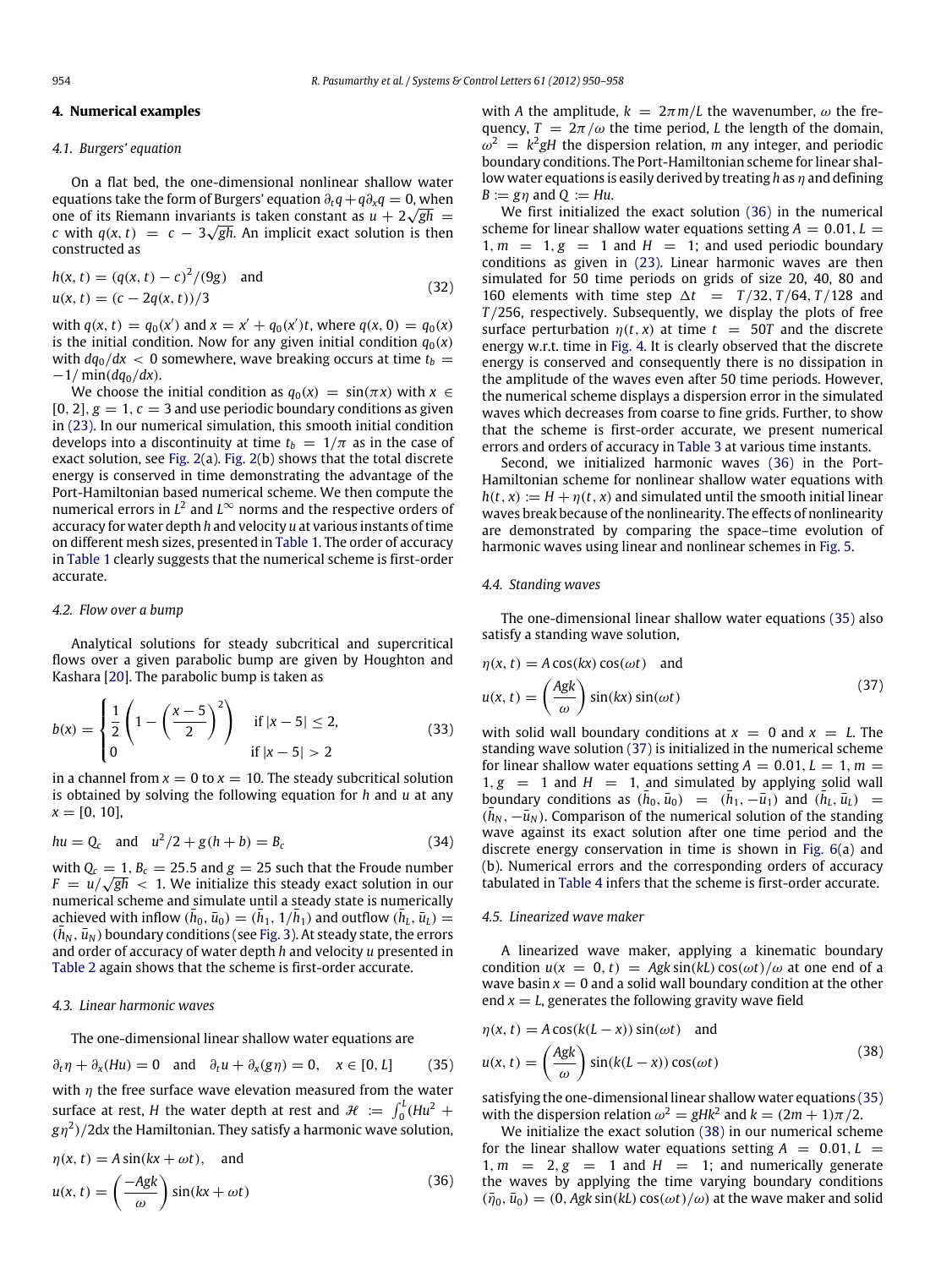## 4. Numerical examples

### 4.1. Burgers' equation

On a flat bed, the one-dimensional nonlinear shallow water equations take the form of Burgers' equation $\partial_t q + q\partial_x q = 0$, when one of its Riemann invariants is taken constant as $u + 2\sqrt{gh} = c$ with $q(x,t) = c - 3\sqrt{gh}$. An implicit exact solution is then constructed as

$$h(x,t) = (q(x,t) - c)^2/(9g) \quad \text{and} \\ u(x,t) = (c - 2q(x,t))/3 \tag{32}$$

with $q(x,t) = q_0(x')$ and $x = x' + q_0(x')t$, where $q(x,0) = q_0(x)$ is the initial condition. Now for any given initial condition $q_0(x)$ with $dq_0/dx < 0$ somewhere, wave breaking occurs at time $t_b = -1/\min(dq_0/dx)$.

We choose the initial condition as $q_0(x) = \sin(\pi x)$ with $x \in [0, 2]$, $g = 1$, $c = 3$ and use periodic boundary conditions as given in (23). In our numerical simulation, this smooth initial condition develops into a discontinuity at time $t_b = 1/\pi$ as in the case of exact solution, see Fig. 2(a). Fig. 2(b) shows that the total discrete energy is conserved in time demonstrating the advantage of the Port-Hamiltonian based numerical scheme. We then compute the numerical errors in $L^2$ and $L^\infty$ norms and the respective orders of accuracy for water depth $h$ and velocity $u$ at various instants of time on different mesh sizes, presented in Table 1. The order of accuracy in Table 1 clearly suggests that the numerical scheme is first-order accurate.

### 4.2. Flow over a bump

Analytical solutions for steady subcritical and supercritical flows over a given parabolic bump are given by Houghton and Kashara [20]. The parabolic bump is taken as

$$b(x) = \begin{cases} \dfrac{1}{2}\left(1 - \left(\dfrac{x-5}{2}\right)^2\right) & \text{if } |x-5| \le 2, \\ 0 & \text{if } |x-5| > 2 \end{cases} \tag{33}$$

in a channel from $x = 0$ to $x = 10$. The steady subcritical solution is obtained by solving the following equation for $h$ and $u$ at any $x = [0, 10]$,

$$hu = Q_c \quad \text{and} \quad u^2/2 + g(h+b) = B_c \tag{34}$$

with $Q_c = 1$, $B_c = 25.5$ and $g = 25$ such that the Froude number $F = u/\sqrt{gh} < 1$. We initialize this steady exact solution in our numerical scheme and simulate until a steady state is numerically achieved with inflow $(\bar{h}_0, \bar{u}_0) = (\bar{h}_1, 1/\bar{h}_1)$ and outflow $(\bar{h}_L, \bar{u}_L) = (\bar{h}_N, \bar{u}_N)$ boundary conditions (see Fig. 3). At steady state, the errors and order of accuracy of water depth $h$ and velocity $u$ presented in Table 2 again shows that the scheme is first-order accurate.

### 4.3. Linear harmonic waves

The one-dimensional linear shallow water equations are

$$\partial_t \eta + \partial_x(Hu) = 0 \quad \text{and} \quad \partial_t u + \partial_x(g\eta) = 0, \quad x \in [0, L] \tag{35}$$

with $\eta$ the free surface wave elevation measured from the water surface at rest, $H$ the water depth at rest and $\mathscr{H} := \int_0^L (Hu^2 + g\eta^2)/2\,dx$ the Hamiltonian. They satisfy a harmonic wave solution,

$$\eta(x,t) = A\sin(kx + \omega t), \quad \text{and} \\ u(x,t) = \left(\frac{-Agk}{\omega}\right)\sin(kx + \omega t) \tag{36}$$

with $A$ the amplitude, $k = 2\pi m/L$ the wavenumber, $\omega$ the frequency, $T = 2\pi/\omega$ the time period, $L$ the length of the domain, $\omega^2 = k^2 gH$ the dispersion relation, $m$ any integer, and periodic boundary conditions. The Port-Hamiltonian scheme for linear shallow water equations is easily derived by treating $h$ as $\eta$ and defining $B := g\eta$ and $Q := Hu$.

We first initialized the exact solution (36) in the numerical scheme for linear shallow water equations setting $A = 0.01$, $L = 1$, $m = 1$, $g = 1$ and $H = 1$; and used periodic boundary conditions as given in (23). Linear harmonic waves are then simulated for 50 time periods on grids of size 20, 40, 80 and 160 elements with time step $\Delta t = T/32, T/64, T/128$ and $T/256$, respectively. Subsequently, we display the plots of free surface perturbation $\eta(t,x)$ at time $t = 50T$ and the discrete energy w.r.t. time in Fig. 4. It is clearly observed that the discrete energy is conserved and consequently there is no dissipation in the amplitude of the waves even after 50 time periods. However, the numerical scheme displays a dispersion error in the simulated waves which decreases from coarse to fine grids. Further, to show that the scheme is first-order accurate, we present numerical errors and orders of accuracy in Table 3 at various time instants.

Second, we initialized harmonic waves (36) in the Port-Hamiltonian scheme for nonlinear shallow water equations with $h(t,x) := H + \eta(t,x)$ and simulated until the smooth initial linear waves break because of the nonlinearity. The effects of nonlinearity are demonstrated by comparing the space–time evolution of harmonic waves using linear and nonlinear schemes in Fig. 5.

### 4.4. Standing waves

The one-dimensional linear shallow water equations (35) also satisfy a standing wave solution,

$$\eta(x,t) = A\cos(kx)\cos(\omega t) \quad \text{and} \\ u(x,t) = \left(\frac{Agk}{\omega}\right)\sin(kx)\sin(\omega t) \tag{37}$$

with solid wall boundary conditions at $x = 0$ and $x = L$. The standing wave solution (37) is initialized in the numerical scheme for linear shallow water equations setting $A = 0.01$, $L = 1$, $m = 1$, $g = 1$ and $H = 1$, and simulated by applying solid wall boundary conditions as $(\bar{h}_0, \bar{u}_0) = (\bar{h}_1, -\bar{u}_1)$ and $(\bar{h}_L, \bar{u}_L) = (\bar{h}_N, -\bar{u}_N)$. Comparison of the numerical solution of the standing wave against its exact solution after one time period and the discrete energy conservation in time is shown in Fig. 6(a) and (b). Numerical errors and the corresponding orders of accuracy tabulated in Table 4 infers that the scheme is first-order accurate.

### 4.5. Linearized wave maker

A linearized wave maker, applying a kinematic boundary condition $u(x = 0, t) = Agk\sin(kL)\cos(\omega t)/\omega$ at one end of a wave basin $x = 0$ and a solid wall boundary condition at the other end $x = L$, generates the following gravity wave field

$$\eta(x,t) = A\cos(k(L - x))\sin(\omega t) \quad \text{and} \\ u(x,t) = \left(\frac{Agk}{\omega}\right)\sin(k(L - x))\cos(\omega t) \tag{38}$$

satisfying the one-dimensional linear shallow water equations (35) with the dispersion relation $\omega^2 = gHk^2$ and $k = (2m+1)\pi/2$.

We initialize the exact solution (38) in our numerical scheme for the linear shallow water equations setting $A = 0.01$, $L = 1$, $m = 2$, $g = 1$ and $H = 1$; and numerically generate the waves by applying the time varying boundary conditions $(\bar{\eta}_0, \bar{u}_0) = (0, Agk\sin(kL)\cos(\omega t)/\omega)$ at the wave maker and solid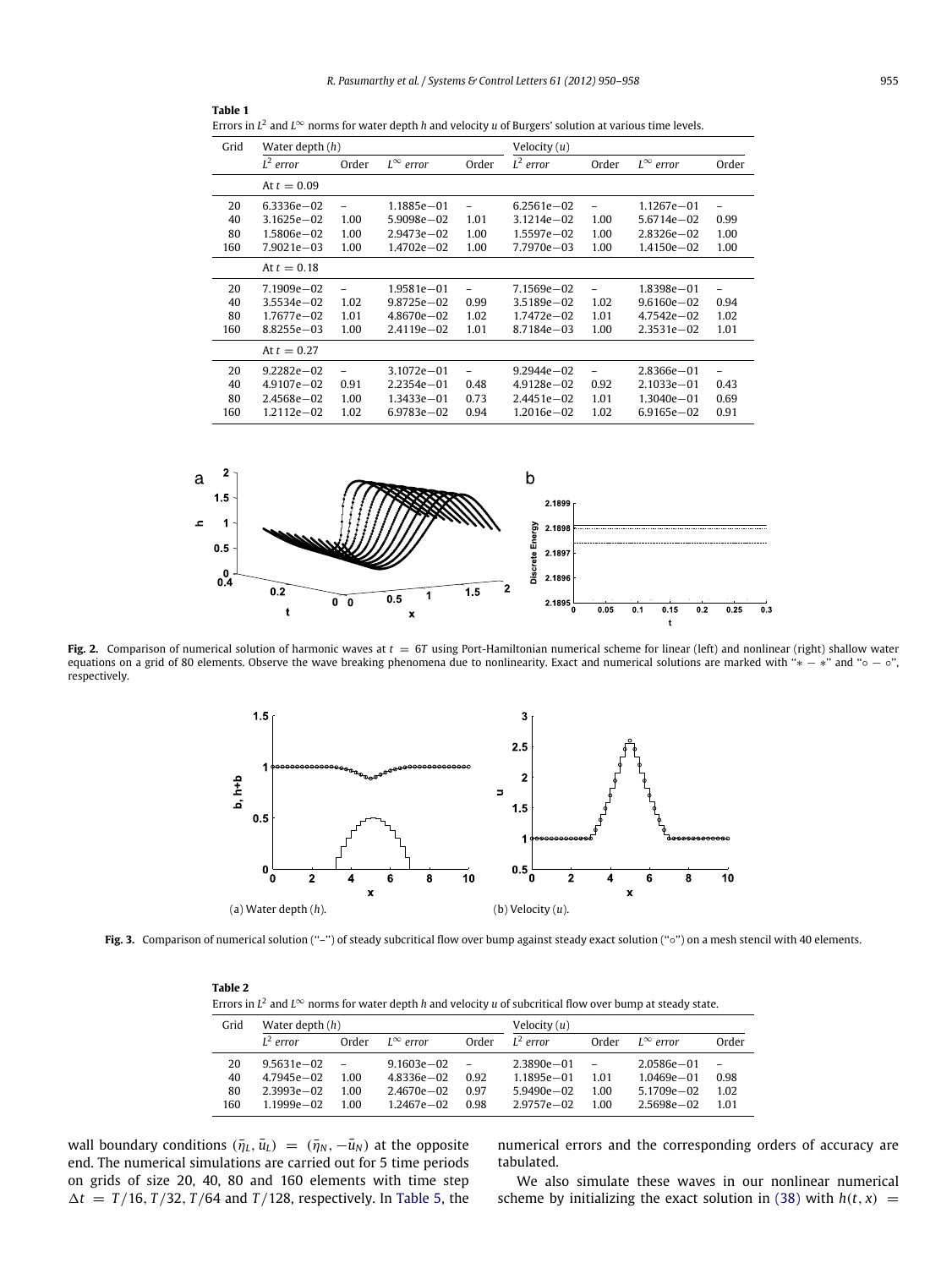**Table 1**
Errors in $L^2$ and $L^\infty$ norms for water depth $h$ and velocity $u$ of Burgers' solution at various time levels.

| Grid | Water depth ($h$) | | | | Velocity ($u$) | | | |
|---|---|---|---|---|---|---|---|---|
| | $L^2$ error | Order | $L^\infty$ error | Order | $L^2$ error | Order | $L^\infty$ error | Order |
| | At $t = 0.09$ | | | | | | | |
| 20 | 6.3336e−02 | – | 1.1885e−01 | – | 6.2561e−02 | – | 1.1267e−01 | – |
| 40 | 3.1625e−02 | 1.00 | 5.9098e−02 | 1.01 | 3.1214e−02 | 1.00 | 5.6714e−02 | 0.99 |
| 80 | 1.5806e−02 | 1.00 | 2.9473e−02 | 1.00 | 1.5597e−02 | 1.00 | 2.8326e−02 | 1.00 |
| 160 | 7.9021e−03 | 1.00 | 1.4702e−02 | 1.00 | 7.7970e−03 | 1.00 | 1.4150e−02 | 1.00 |
| | At $t = 0.18$ | | | | | | | |
| 20 | 7.1909e−02 | – | 1.9581e−01 | – | 7.1569e−02 | – | 1.8398e−01 | – |
| 40 | 3.5534e−02 | 1.02 | 9.8725e−02 | 0.99 | 3.5189e−02 | 1.02 | 9.6160e−02 | 0.94 |
| 80 | 1.7677e−02 | 1.01 | 4.8670e−02 | 1.02 | 1.7472e−02 | 1.01 | 4.7542e−02 | 1.02 |
| 160 | 8.8255e−03 | 1.00 | 2.4119e−02 | 1.01 | 8.7184e−03 | 1.00 | 2.3531e−02 | 1.01 |
| | At $t = 0.27$ | | | | | | | |
| 20 | 9.2282e−02 | – | 3.1072e−01 | – | 9.2944e−02 | – | 2.8366e−01 | – |
| 40 | 4.9107e−02 | 0.91 | 2.2354e−01 | 0.48 | 4.9128e−02 | 0.92 | 2.1033e−01 | 0.43 |
| 80 | 2.4568e−02 | 1.00 | 1.3433e−01 | 0.73 | 2.4451e−02 | 1.01 | 1.3040e−01 | 0.69 |
| 160 | 1.2112e−02 | 1.02 | 6.9783e−02 | 0.94 | 1.2016e−02 | 1.02 | 6.9165e−02 | 0.91 |

**Fig. 2.** Comparison of numerical solution of harmonic waves at $t = 6T$ using Port-Hamiltonian numerical scheme for linear (left) and nonlinear (right) shallow water equations on a grid of 80 elements. Observe the wave breaking phenomena due to nonlinearity. Exact and numerical solutions are marked with "$* - *$" and "$\circ - \circ$", respectively.

(a) Water depth ($h$). (b) Velocity ($u$).

**Fig. 3.** Comparison of numerical solution ("–") of steady subcritical flow over bump against steady exact solution ("∘") on a mesh stencil with 40 elements.

**Table 2**
Errors in $L^2$ and $L^\infty$ norms for water depth $h$ and velocity $u$ of subcritical flow over bump at steady state.

| Grid | Water depth ($h$) | | | | Velocity ($u$) | | | |
|---|---|---|---|---|---|---|---|---|
| | $L^2$ error | Order | $L^\infty$ error | Order | $L^2$ error | Order | $L^\infty$ error | Order |
| 20 | 9.5631e−02 | – | 9.1603e−02 | – | 2.3890e−01 | – | 2.0586e−01 | – |
| 40 | 4.7945e−02 | 1.00 | 4.8336e−02 | 0.92 | 1.1895e−01 | 1.01 | 1.0469e−01 | 0.98 |
| 80 | 2.3993e−02 | 1.00 | 2.4670e−02 | 0.97 | 5.9490e−02 | 1.00 | 5.1709e−02 | 1.02 |
| 160 | 1.1999e−02 | 1.00 | 1.2467e−02 | 0.98 | 2.9757e−02 | 1.00 | 2.5698e−02 | 1.01 |

wall boundary conditions $(\bar{\eta}_L, \bar{u}_L) = (\bar{\eta}_N, -\bar{u}_N)$ at the opposite end. The numerical simulations are carried out for 5 time periods on grids of size 20, 40, 80 and 160 elements with time step $\Delta t = T/16, T/32, T/64$ and $T/128$, respectively. In Table 5, the numerical errors and the corresponding orders of accuracy are tabulated.

We also simulate these waves in our nonlinear numerical scheme by initializing the exact solution in (38) with $h(t, x) =$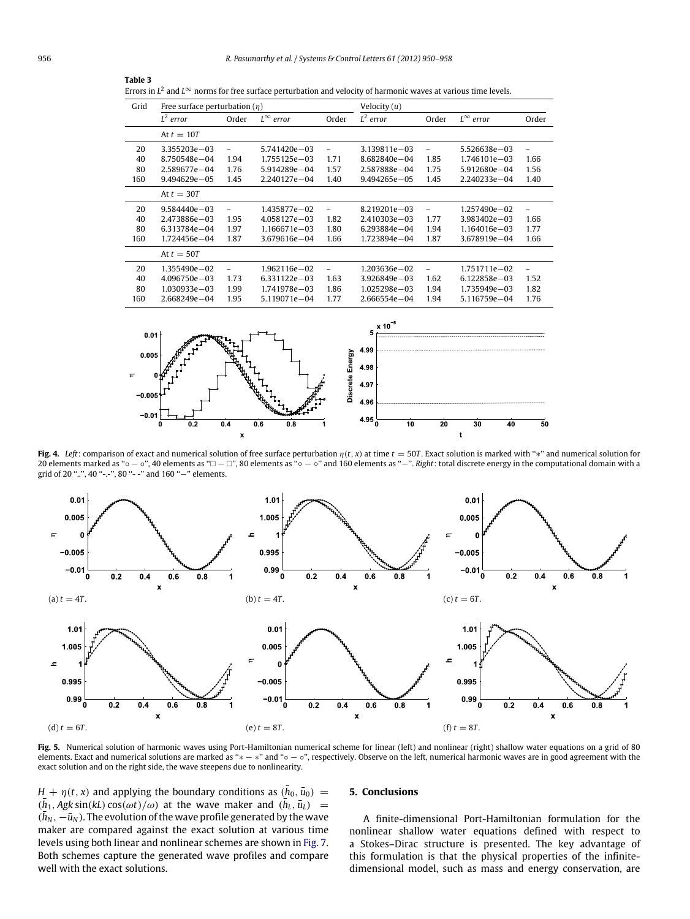**Table 3**
Errors in $L^2$ and $L^\infty$ norms for free surface perturbation and velocity of harmonic waves at various time levels.

| Grid | Free surface perturbation ($\eta$) | | | | Velocity ($u$) | | | |
|---|---|---|---|---|---|---|---|---|
| | $L^2$ error | Order | $L^\infty$ error | Order | $L^2$ error | Order | $L^\infty$ error | Order |
| | At $t = 10T$ | | | | | | | |
| 20 | 3.355203e−03 | – | 5.741420e−03 | – | 3.139811e−03 | – | 5.526638e−03 | – |
| 40 | 8.750548e−04 | 1.94 | 1.755125e−03 | 1.71 | 8.682840e−04 | 1.85 | 1.746101e−03 | 1.66 |
| 80 | 2.589677e−04 | 1.76 | 5.914289e−04 | 1.57 | 2.587888e−04 | 1.75 | 5.912680e−04 | 1.56 |
| 160 | 9.494629e−05 | 1.45 | 2.240127e−04 | 1.40 | 9.494265e−05 | 1.45 | 2.240233e−04 | 1.40 |
| | At $t = 30T$ | | | | | | | |
| 20 | 9.584440e−03 | – | 1.435877e−02 | – | 8.219201e−03 | – | 1.257490e−02 | – |
| 40 | 2.473886e−03 | 1.95 | 4.058127e−03 | 1.82 | 2.410303e−03 | 1.77 | 3.983402e−03 | 1.66 |
| 80 | 6.313784e−04 | 1.97 | 1.166671e−03 | 1.80 | 6.293884e−04 | 1.94 | 1.164016e−03 | 1.77 |
| 160 | 1.724456e−04 | 1.87 | 3.679616e−04 | 1.66 | 1.723894e−04 | 1.87 | 3.678919e−04 | 1.66 |
| | At $t = 50T$ | | | | | | | |
| 20 | 1.355490e−02 | – | 1.962116e−02 | – | 1.203636e−02 | – | 1.751711e−02 | – |
| 40 | 4.096750e−03 | 1.73 | 6.331122e−03 | 1.63 | 3.926849e−03 | 1.62 | 6.122858e−03 | 1.52 |
| 80 | 1.030933e−03 | 1.99 | 1.741978e−03 | 1.86 | 1.025298e−03 | 1.94 | 1.735949e−03 | 1.82 |
| 160 | 2.668249e−04 | 1.95 | 5.119071e−04 | 1.77 | 2.666554e−04 | 1.94 | 5.116759e−04 | 1.76 |

**Fig. 4.** *Left*: comparison of exact and numerical solution of free surface perturbation $\eta(t, x)$ at time $t = 50T$. Exact solution is marked with "∗" and numerical solution for 20 elements marked as "∘ − ∘", 40 elements as "□ − □", 80 elements as "⋄ − ⋄" and 160 elements as "−". *Right*: total discrete energy in the computational domain with a grid of 20 "..", 40 "-.-", 80 "- -" and 160 "−" elements.

**Fig. 5.** Numerical solution of harmonic waves using Port-Hamiltonian numerical scheme for linear (left) and nonlinear (right) shallow water equations on a grid of 80 elements. Exact and numerical solutions are marked as "∗ − ∗" and "∘ − ∘", respectively. Observe on the left, numerical harmonic waves are in good agreement with the exact solution and on the right side, the wave steepens due to nonlinearity.

(a) $t = 4T$. (b) $t = 4T$. (c) $t = 6T$. (d) $t = 6T$. (e) $t = 8T$. (f) $t = 8T$.

$H + \eta(t, x)$ and applying the boundary conditions as $(\bar{h}_0, \bar{u}_0) = (\bar{h}_1, Agk\sin(kL)\cos(\omega t)/\omega)$ at the wave maker and $(\bar{h}_L, \bar{u}_L) = (\bar{h}_N, -\bar{u}_N)$. The evolution of the wave profile generated by the wave maker are compared against the exact solution at various time levels using both linear and nonlinear schemes are shown in Fig. 7. Both schemes capture the generated wave profiles and compare well with the exact solutions.

## 5. Conclusions

A finite-dimensional Port-Hamiltonian formulation for the nonlinear shallow water equations defined with respect to a Stokes–Dirac structure is presented. The key advantage of this formulation is that the physical properties of the infinite-dimensional model, such as mass and energy conservation, are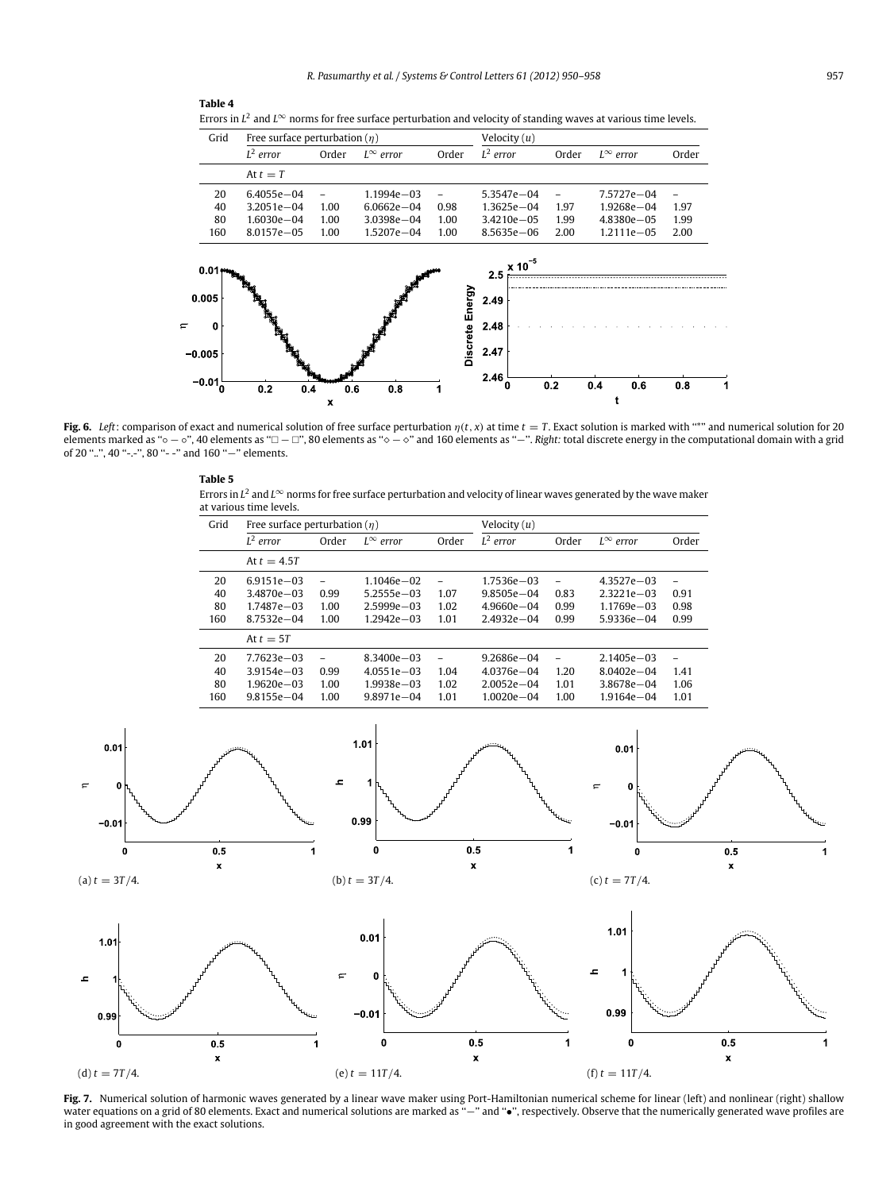**Table 4**

Errors in $L^2$ and $L^\infty$ norms for free surface perturbation and velocity of standing waves at various time levels.

| Grid | Free surface perturbation ($\eta$) | | | | Velocity ($u$) | | | |
|---|---|---|---|---|---|---|---|---|
| | $L^2$ *error* | Order | $L^\infty$ *error* | Order | $L^2$ *error* | Order | $L^\infty$ *error* | Order |
| | At $t = T$ | | | | | | | |
| 20 | 6.4055e−04 | – | 1.1994e−03 | – | 5.3547e−04 | – | 7.5727e−04 | – |
| 40 | 3.2051e−04 | 1.00 | 6.0662e−04 | 0.98 | 1.3625e−04 | 1.97 | 1.9268e−04 | 1.97 |
| 80 | 1.6030e−04 | 1.00 | 3.0398e−04 | 1.00 | 3.4210e−05 | 1.99 | 4.8380e−05 | 1.99 |
| 160 | 8.0157e−05 | 1.00 | 1.5207e−04 | 1.00 | 8.5635e−06 | 2.00 | 1.2111e−05 | 2.00 |

**Fig. 6.** *Left*: comparison of exact and numerical solution of free surface perturbation $\eta(t, x)$ at time $t = T$. Exact solution is marked with "*" and numerical solution for 20 elements marked as "○ − ○", 40 elements as "□ − □", 80 elements as "◇ − ◇" and 160 elements as "−". *Right:* total discrete energy in the computational domain with a grid of 20 "..", 40 "-.-", 80 "- -" and 160 "−" elements.

**Table 5**

Errors in $L^2$ and $L^\infty$ norms for free surface perturbation and velocity of linear waves generated by the wave maker at various time levels.

| Grid | Free surface perturbation ($\eta$) | | | | Velocity ($u$) | | | |
|---|---|---|---|---|---|---|---|---|
| | $L^2$ *error* | Order | $L^\infty$ *error* | Order | $L^2$ *error* | Order | $L^\infty$ *error* | Order |
| | At $t = 4.5T$ | | | | | | | |
| 20 | 6.9151e−03 | – | 1.1046e−02 | – | 1.7536e−03 | – | 4.3527e−03 | – |
| 40 | 3.4870e−03 | 0.99 | 5.2555e−03 | 1.07 | 9.8505e−04 | 0.83 | 2.3221e−03 | 0.91 |
| 80 | 1.7487e−03 | 1.00 | 2.5999e−03 | 1.02 | 4.9660e−04 | 0.99 | 1.1769e−03 | 0.98 |
| 160 | 8.7532e−04 | 1.00 | 1.2942e−03 | 1.01 | 2.4932e−04 | 0.99 | 5.9336e−04 | 0.99 |
| | At $t = 5T$ | | | | | | | |
| 20 | 7.7623e−03 | – | 8.3400e−03 | – | 9.2686e−04 | – | 2.1405e−03 | – |
| 40 | 3.9154e−03 | 0.99 | 4.0551e−03 | 1.04 | 4.0376e−04 | 1.20 | 8.0402e−04 | 1.41 |
| 80 | 1.9620e−03 | 1.00 | 1.9938e−03 | 1.02 | 2.0052e−04 | 1.01 | 3.8678e−04 | 1.06 |
| 160 | 9.8155e−04 | 1.00 | 9.8971e−04 | 1.01 | 1.0020e−04 | 1.00 | 1.9164e−04 | 1.01 |

(a) $t = 3T/4$. (b) $t = 3T/4$. (c) $t = 7T/4$.

(d) $t = 7T/4$. (e) $t = 11T/4$. (f) $t = 11T/4$.

**Fig. 7.** Numerical solution of harmonic waves generated by a linear wave maker using Port-Hamiltonian numerical scheme for linear (left) and nonlinear (right) shallow water equations on a grid of 80 elements. Exact and numerical solutions are marked as "−" and "•", respectively. Observe that the numerically generated wave profiles are in good agreement with the exact solutions.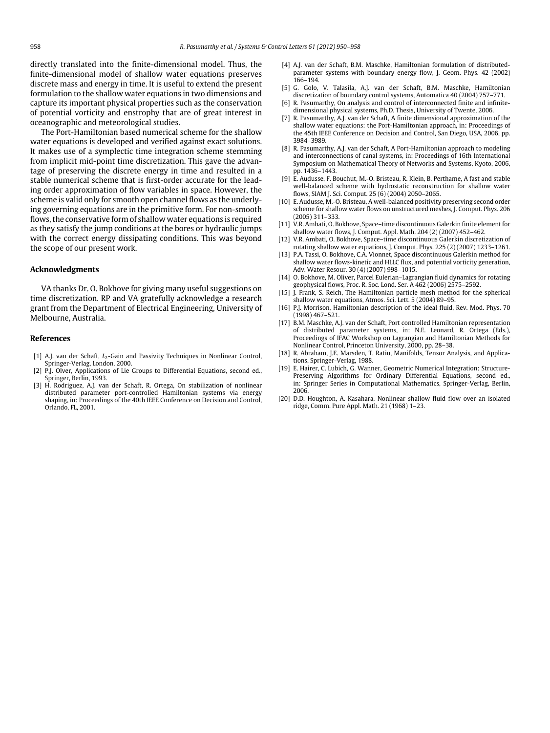directly translated into the finite-dimensional model. Thus, the finite-dimensional model of shallow water equations preserves discrete mass and energy in time. It is useful to extend the present formulation to the shallow water equations in two dimensions and capture its important physical properties such as the conservation of potential vorticity and enstrophy that are of great interest in oceanographic and meteorological studies.

The Port-Hamiltonian based numerical scheme for the shallow water equations is developed and verified against exact solutions. It makes use of a symplectic time integration scheme stemming from implicit mid-point time discretization. This gave the advantage of preserving the discrete energy in time and resulted in a stable numerical scheme that is first-order accurate for the leading order approximation of flow variables in space. However, the scheme is valid only for smooth open channel flows as the underlying governing equations are in the primitive form. For non-smooth flows, the conservative form of shallow water equations is required as they satisfy the jump conditions at the bores or hydraulic jumps with the correct energy dissipating conditions. This was beyond the scope of our present work.

## Acknowledgments

VA thanks Dr. O. Bokhove for giving many useful suggestions on time discretization. RP and VA gratefully acknowledge a research grant from the Department of Electrical Engineering, University of Melbourne, Australia.

## References

[1] A.J. van der Schaft, $L_2$-Gain and Passivity Techniques in Nonlinear Control, Springer-Verlag, London, 2000.

[2] P.J. Olver, Applications of Lie Groups to Differential Equations, second ed., Springer, Berlin, 1993.

[3] H. Rodriguez, A.J. van der Schaft, R. Ortega, On stabilization of nonlinear distributed parameter port-controlled Hamiltonian systems via energy shaping, in: Proceedings of the 40th IEEE Conference on Decision and Control, Orlando, FL, 2001.

[4] A.J. van der Schaft, B.M. Maschke, Hamiltonian formulation of distributed-parameter systems with boundary energy flow, J. Geom. Phys. 42 (2002) 166–194.

[5] G. Golo, V. Talasila, A.J. van der Schaft, B.M. Maschke, Hamiltonian discretization of boundary control systems, Automatica 40 (2004) 757–771.

[6] R. Pasumarthy, On analysis and control of interconnected finite and infinite-dimensional physical systems, Ph.D. Thesis, University of Twente, 2006.

[7] R. Pasumarthy, A.J. van der Schaft, A finite dimensional approximation of the shallow water equations: the Port-Hamiltonian approach, in: Proceedings of the 45th IEEE Conference on Decision and Control, San Diego, USA, 2006, pp. 3984–3989.

[8] R. Pasumarthy, A.J. van der Schaft, A Port-Hamiltonian approach to modeling and interconnections of canal systems, in: Proceedings of 16th International Symposium on Mathematical Theory of Networks and Systems, Kyoto, 2006, pp. 1436–1443.

[9] E. Audusse, F. Bouchut, M.-O. Bristeau, R. Klein, B. Perthame, A fast and stable well-balanced scheme with hydrostatic reconstruction for shallow water flows, SIAM J. Sci. Comput. 25 (6) (2004) 2050–2065.

[10] E. Audusse, M.-O. Bristeau, A well-balanced positivity preserving second order scheme for shallow water flows on unstructured meshes, J. Comput. Phys. 206 (2005) 311–333.

[11] V.R. Ambati, O. Bokhove, Space–time discontinuous Galerkin finite element for shallow water flows, J. Comput. Appl. Math. 204 (2) (2007) 452–462.

[12] V.R. Ambati, O. Bokhove, Space–time discontinuous Galerkin discretization of rotating shallow water equations, J. Comput. Phys. 225 (2) (2007) 1233–1261.

[13] P.A. Tassi, O. Bokhove, C.A. Vionnet, Space discontinuous Galerkin method for shallow water flows-kinetic and HLLC flux, and potential vorticity generation, Adv. Water Resour. 30 (4) (2007) 998–1015.

[14] O. Bokhove, M. Oliver, Parcel Eulerian–Lagrangian fluid dynamics for rotating geophysical flows, Proc. R. Soc. Lond. Ser. A 462 (2006) 2575–2592.

[15] J. Frank, S. Reich, The Hamiltonian particle mesh method for the spherical shallow water equations, Atmos. Sci. Lett. 5 (2004) 89–95.

[16] P.J. Morrison, Hamiltonian description of the ideal fluid, Rev. Mod. Phys. 70 (1998) 467–521.

[17] B.M. Maschke, A.J. van der Schaft, Port controlled Hamiltonian representation of distributed parameter systems, in: N.E. Leonard, R. Ortega (Eds.), Proceedings of IFAC Workshop on Lagrangian and Hamiltonian Methods for Nonlinear Control, Princeton University, 2000, pp. 28–38.

[18] R. Abraham, J.E. Marsden, T. Ratiu, Manifolds, Tensor Analysis, and Applications, Springer-Verlag, 1988.

[19] E. Hairer, C. Lubich, G. Wanner, Geometric Numerical Integration: Structure-Preserving Algorithms for Ordinary Differential Equations, second ed., in: Springer Series in Computational Mathematics, Springer-Verlag, Berlin, 2006.

[20] D.D. Houghton, A. Kasahara, Nonlinear shallow fluid flow over an isolated ridge, Comm. Pure Appl. Math. 21 (1968) 1–23.